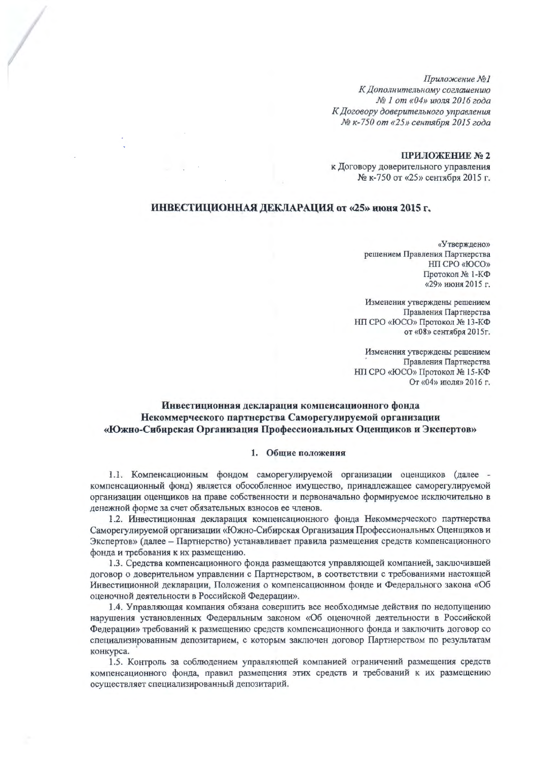*Приложение №1*
*К Дополнительному соглашению*
*№ 1 от «04» июля 2016 года*
*К Договору доверительного управления*
*№ к-750 от «25» сентября 2015 года*

**ПРИЛОЖЕНИЕ № 2**
к Договору доверительного управления
№ к-750 от «25» сентября 2015 г.

**ИНВЕСТИЦИОННАЯ ДЕКЛАРАЦИЯ от «25» июня 2015 г.**

«Утверждено»
решением Правления Партнерства
НП СРО «ЮСО»
Протокол № 1-КФ
«29» июня 2015 г.

Изменения утверждены решением
Правления Партнерства
НП СРО «ЮСО» Протокол № 13-КФ
от «08» сентября 2015г.

Изменения утверждены решением
Правления Партнерства
НП СРО «ЮСО» Протокол № 15-КФ
От «04» июля» 2016 г.

## Инвестиционная декларация компенсационного фонда Некоммерческого партнерства Саморегулируемой организации «Южно-Сибирская Организация Профессиональных Оценщиков и Экспертов»

### 1. Общие положения

1.1. Компенсационным фондом саморегулируемой организации оценщиков (далее - компенсационный фонд) является обособленное имущество, принадлежащее саморегулируемой организации оценщиков на праве собственности и первоначально формируемое исключительно в денежной форме за счет обязательных взносов ее членов.

1.2. Инвестиционная декларация компенсационного фонда Некоммерческого партнерства Саморегулируемой организации «Южно-Сибирская Организация Профессиональных Оценщиков и Экспертов» (далее – Партнерство) устанавливает правила размещения средств компенсационного фонда и требования к их размещению.

1.3. Средства компенсационного фонда размещаются управляющей компанией, заключившей договор о доверительном управлении с Партнерством, в соответствии с требованиями настоящей Инвестиционной декларации, Положения о компенсационном фонде и Федерального закона «Об оценочной деятельности в Российской Федерации».

1.4. Управляющая компания обязана совершить все необходимые действия по недопущению нарушения установленных Федеральным законом «Об оценочной деятельности в Российской Федерации» требований к размещению средств компенсационного фонда и заключить договор со специализированным депозитарием, с которым заключен договор Партнерством по результатам конкурса.

1.5. Контроль за соблюдением управляющей компанией ограничений размещения средств компенсационного фонда, правил размещения этих средств и требований к их размещению осуществляет специализированный депозитарий.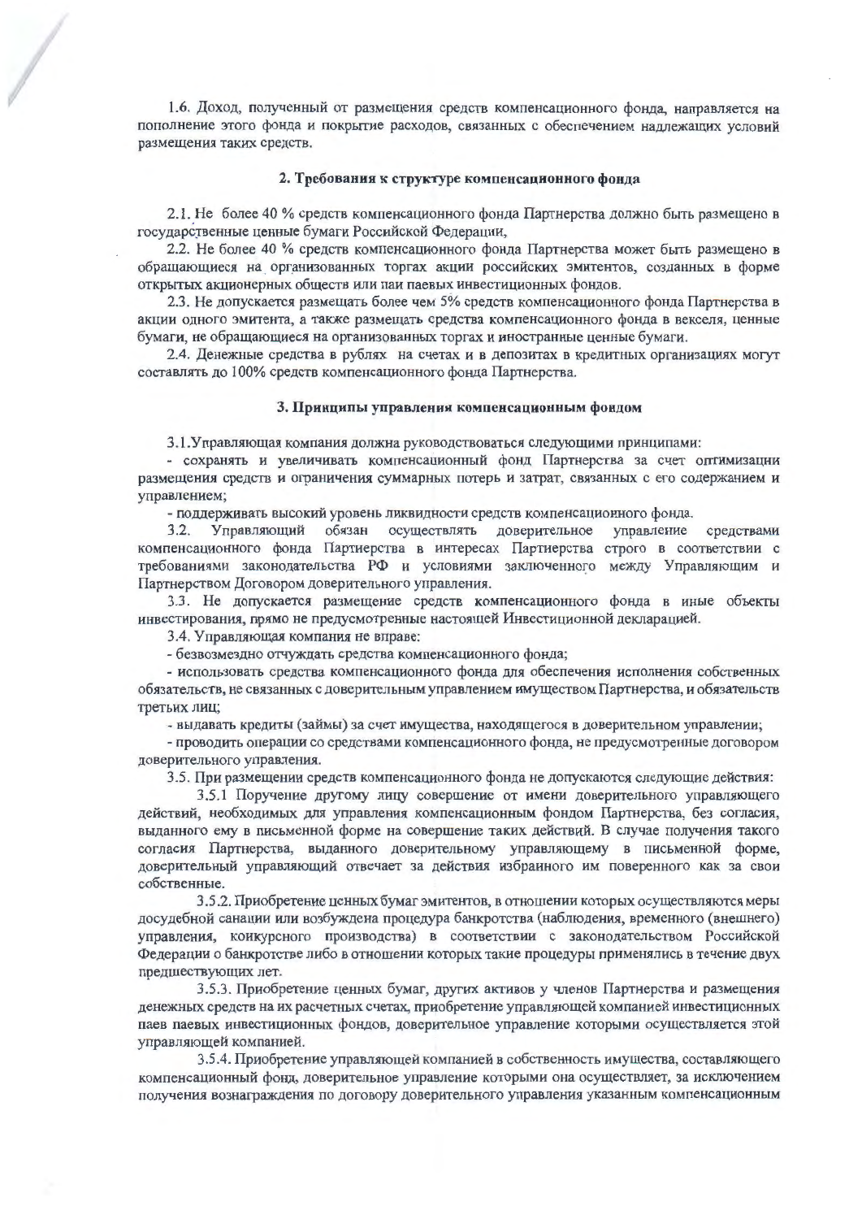1.6. Доход, полученный от размещения средств компенсационного фонда, направляется на пополнение этого фонда и покрытие расходов, связанных с обеспечением надлежащих условий размещения таких средств.

### 2. Требования к структуре компенсационного фонда

2.1. Не более 40 % средств компенсационного фонда Партнерства должно быть размещено в государственные ценные бумаги Российской Федерации,

2.2. Не более 40 % средств компенсационного фонда Партнерства может быть размещено в обращающиеся на организованных торгах акции российских эмитентов, созданных в форме открытых акционерных обществ или паи паевых инвестиционных фондов.

2.3. Не допускается размещать более чем 5% средств компенсационного фонда Партнерства в акции одного эмитента, а также размещать средства компенсационного фонда в векселя, ценные бумаги, не обращающиеся на организованных торгах и иностранные ценные бумаги.

2.4. Денежные средства в рублях на счетах и в депозитах в кредитных организациях могут составлять до 100% средств компенсационного фонда Партнерства.

### 3. Принципы управления компенсационным фондом

3.1.Управляющая компания должна руководствоваться следующими принципами:

- сохранять и увеличивать компенсационный фонд Партнерства за счет оптимизации размещения средств и ограничения суммарных потерь и затрат, связанных с его содержанием и управлением;
- поддерживать высокий уровень ликвидности средств компенсационного фонда.

3.2. Управляющий обязан осуществлять доверительное управление средствами компенсационного фонда Партнерства в интересах Партнерства строго в соответствии с требованиями законодательства РФ и условиями заключенного между Управляющим и Партнерством Договором доверительного управления.

3.3. Не допускается размещение средств компенсационного фонда в иные объекты инвестирования, прямо не предусмотренные настоящей Инвестиционной декларацией.

3.4. Управляющая компания не вправе:

- безвозмездно отчуждать средства компенсационного фонда;
- использовать средства компенсационного фонда для обеспечения исполнения собственных обязательств, не связанных с доверительным управлением имуществом Партнерства, и обязательств третьих лиц;
- выдавать кредиты (займы) за счет имущества, находящегося в доверительном управлении;
- проводить операции со средствами компенсационного фонда, не предусмотренные договором доверительного управления.

3.5. При размещении средств компенсационного фонда не допускаются следующие действия:

3.5.1 Поручение другому лицу совершение от имени доверительного управляющего действий, необходимых для управления компенсационным фондом Партнерства, без согласия, выданного ему в письменной форме на совершение таких действий. В случае получения такого согласия Партнерства, выданного доверительному управляющему в письменной форме, доверительный управляющий отвечает за действия избранного им поверенного как за свои собственные.

3.5.2. Приобретение ценных бумаг эмитентов, в отношении которых осуществляются меры досудебной санации или возбуждена процедура банкротства (наблюдения, временного (внешнего) управления, конкурсного производства) в соответствии с законодательством Российской Федерации о банкротстве либо в отношении которых такие процедуры применялись в течение двух предшествующих лет.

3.5.3. Приобретение ценных бумаг, других активов у членов Партнерства и размещения денежных средств на их расчетных счетах, приобретение управляющей компанией инвестиционных паев паевых инвестиционных фондов, доверительное управление которыми осуществляется этой управляющей компанией.

3.5.4. Приобретение управляющей компанией в собственность имущества, составляющего компенсационный фонд, доверительное управление которыми она осуществляет, за исключением получения вознаграждения по договору доверительного управления указанным компенсационным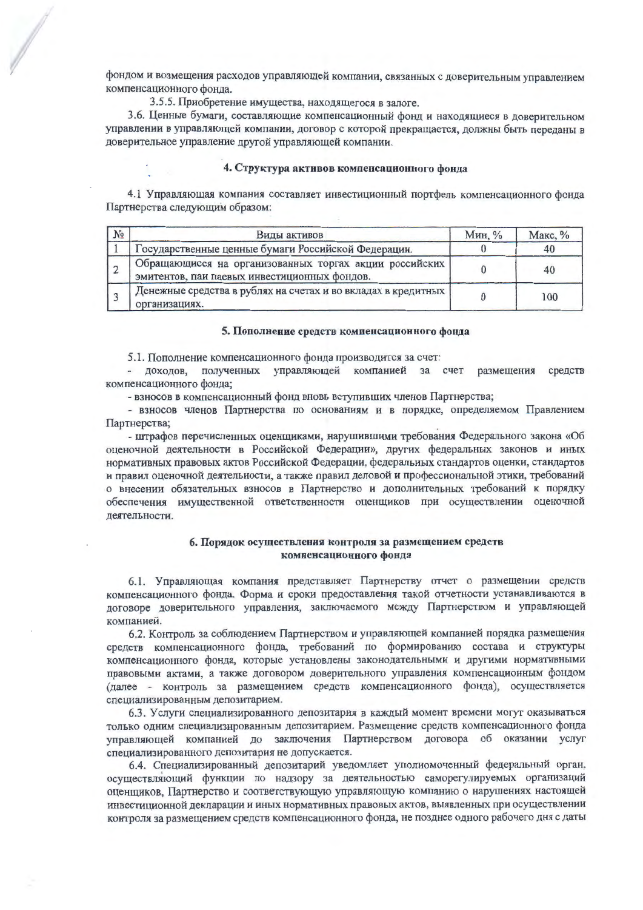фондом и возмещения расходов управляющей компании, связанных с доверительным управлением компенсационного фонда.

3.5.5. Приобретение имущества, находящегося в залоге.

3.6. Ценные бумаги, составляющие компенсационный фонд и находящиеся в доверительном управлении в управляющей компании, договор с которой прекращается, должны быть переданы в доверительное управление другой управляющей компании.

## 4. Структура активов компенсационного фонда

4.1 Управляющая компания составляет инвестиционный портфель компенсационного фонда Партнерства следующим образом:

| № | Виды активов | Мин, % | Макс, % |
|---|---|---|---|
| 1 | Государственные ценные бумаги Российской Федерации. | 0 | 40 |
| 2 | Обращающиеся на организованных торгах акции российских эмитентов, паи паевых инвестиционных фондов. | 0 | 40 |
| 3 | Денежные средства в рублях на счетах и во вкладах в кредитных организациях. | 0 | 100 |

## 5. Пополнение средств компенсационного фонда

5.1. Пополнение компенсационного фонда производится за счет:

- доходов, полученных управляющей компанией за счет размещения средств компенсационного фонда;
- взносов в компенсационный фонд вновь вступивших членов Партнерства;
- взносов членов Партнерства по основаниям и в порядке, определяемом Правлением Партнерства;
- штрафов перечисленных оценщиками, нарушившими требования Федерального закона «Об оценочной деятельности в Российской Федерации», других федеральных законов и иных нормативных правовых актов Российской Федерации, федеральных стандартов оценки, стандартов и правил оценочной деятельности, а также правил деловой и профессиональной этики, требований о внесении обязательных взносов в Партнерство и дополнительных требований к порядку обеспечения имущественной ответственности оценщиков при осуществлении оценочной деятельности.

## 6. Порядок осуществления контроля за размещением средств компенсационного фонда

6.1. Управляющая компания представляет Партнерству отчет о размещении средств компенсационного фонда. Форма и сроки предоставления такой отчетности устанавливаются в договоре доверительного управления, заключаемого между Партнерством и управляющей компанией.

6.2. Контроль за соблюдением Партнерством и управляющей компанией порядка размещения средств компенсационного фонда, требований по формированию состава и структуры компенсационного фонда, которые установлены законодательными и другими нормативными правовыми актами, а также договором доверительного управления компенсационным фондом (далее - контроль за размещением средств компенсационного фонда), осуществляется специализированным депозитарием.

6.3. Услуги специализированного депозитария в каждый момент времени могут оказываться только одним специализированным депозитарием. Размещение средств компенсационного фонда управляющей компанией до заключения Партнерством договора об оказании услуг специализированного депозитария не допускается.

6.4. Специализированный депозитарий уведомляет уполномоченный федеральный орган, осуществляющий функции по надзору за деятельностью саморегулируемых организаций оценщиков, Партнерство и соответствующую управляющую компанию о нарушениях настоящей инвестиционной декларации и иных нормативных правовых актов, выявленных при осуществлении контроля за размещением средств компенсационного фонда, не позднее одного рабочего дня с даты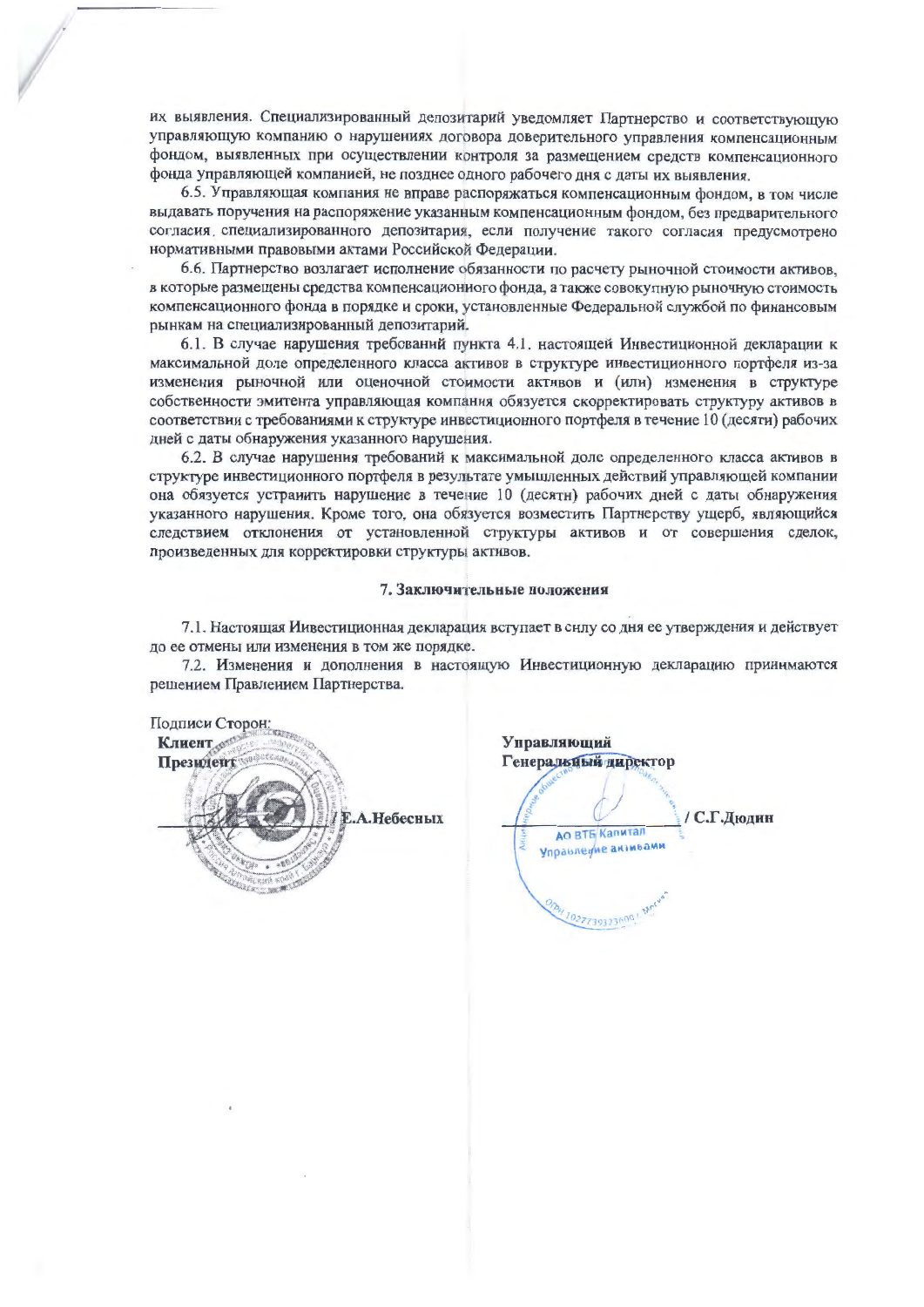их выявления. Специализированный депозитарий уведомляет Партнерство и соответствующую управляющую компанию о нарушениях договора доверительного управления компенсационным фондом, выявленных при осуществлении контроля за размещением средств компенсационного фонда управляющей компанией, не позднее одного рабочего дня с даты их выявления.

6.5. Управляющая компания не вправе распоряжаться компенсационным фондом, в том числе выдавать поручения на распоряжение указанным компенсационным фондом, без предварительного согласия специализированного депозитария, если получение такого согласия предусмотрено нормативными правовыми актами Российской Федерации.

6.6. Партнерство возлагает исполнение обязанности по расчету рыночной стоимости активов, в которые размещены средства компенсационного фонда, а также совокупную рыночную стоимость компенсационного фонда в порядке и сроки, установленные Федеральной службой по финансовым рынкам на специализированный депозитарий.

6.1. В случае нарушения требований пункта 4.1. настоящей Инвестиционной декларации к максимальной доле определенного класса активов в структуре инвестиционного портфеля из-за изменения рыночной или оценочной стоимости активов и (или) изменения в структуре собственности эмитента управляющая компания обязуется скорректировать структуру активов в соответствии с требованиями к структуре инвестиционного портфеля в течение 10 (десяти) рабочих дней с даты обнаружения указанного нарушения.

6.2. В случае нарушения требований к максимальной доле определенного класса активов в структуре инвестиционного портфеля в результате умышленных действий управляющей компании она обязуется устранить нарушение в течение 10 (десяти) рабочих дней с даты обнаружения указанного нарушения. Кроме того, она обязуется возместить Партнерству ущерб, являющийся следствием отклонения от установленной структуры активов и от совершения сделок, произведенных для корректировки структуры активов.

## 7. Заключительные положения

7.1. Настоящая Инвестиционная декларация вступает в силу со дня ее утверждения и действует до ее отмены или изменения в том же порядке.

7.2. Изменения и дополнения в настоящую Инвестиционную декларацию принимаются решением Правлением Партнерства.

Подписи Сторон:

**Клиент**
**Президент**

_______________ / Е.А.Небесных

**Управляющий**
**Генеральный директор**

_______________ / С.Г.Дюдин

АО ВТБ Капитал Управление активами